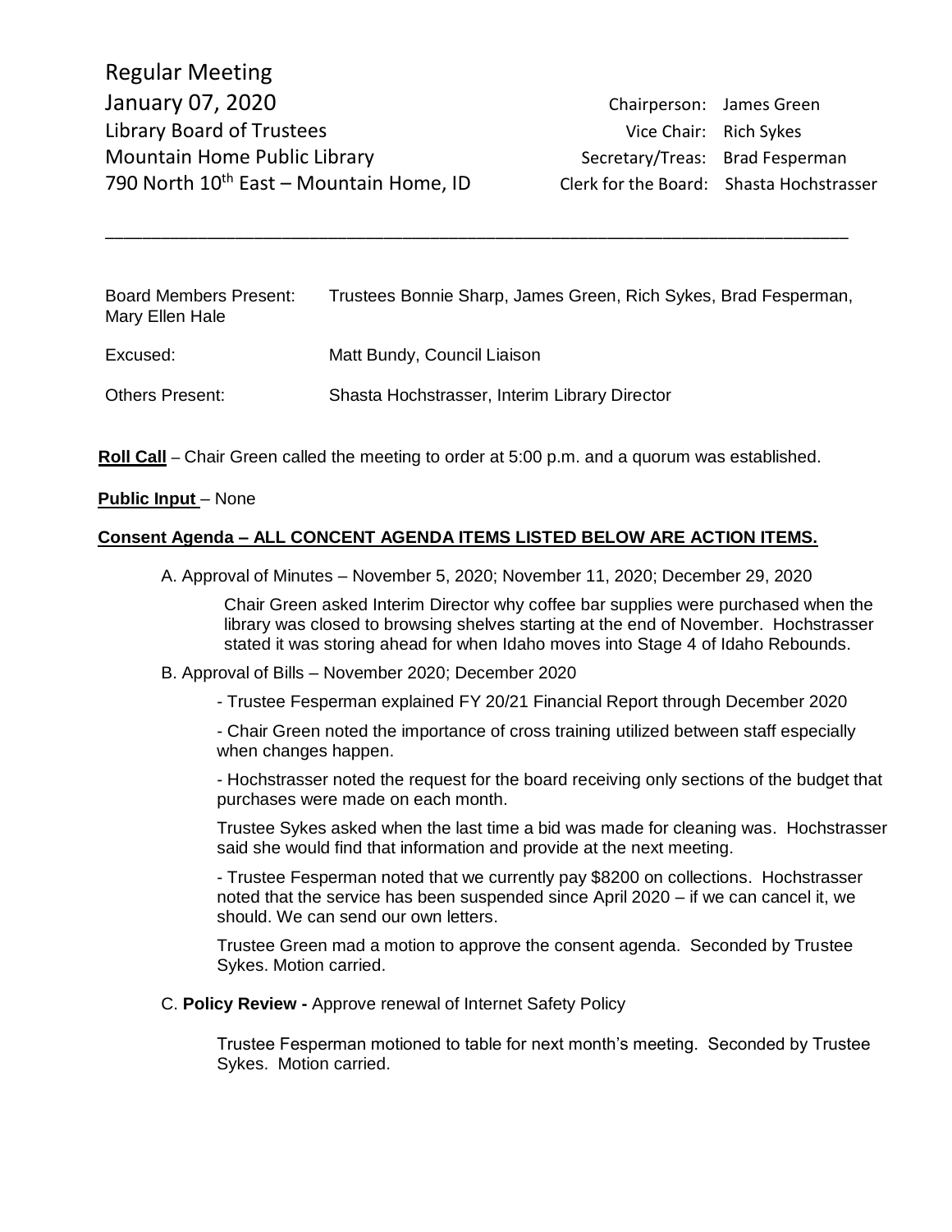Regular Meeting
January 07, 2020
Library Board of Trustees
Mountain Home Public Library
790 North 10th East – Mountain Home, ID

Chairperson: James Green
Vice Chair: Rich Sykes
Secretary/Treas: Brad Fesperman
Clerk for the Board: Shasta Hochstrasser

---

| | |
|---|---|
| Board Members Present: | Trustees Bonnie Sharp, James Green, Rich Sykes, Brad Fesperman, Mary Ellen Hale |
| Excused: | Matt Bundy, Council Liaison |
| Others Present: | Shasta Hochstrasser, Interim Library Director |

**Roll Call** – Chair Green called the meeting to order at 5:00 p.m. and a quorum was established.

**Public Input** – None

**Consent Agenda – ALL CONCENT AGENDA ITEMS LISTED BELOW ARE ACTION ITEMS.**

A. Approval of Minutes – November 5, 2020; November 11, 2020; December 29, 2020

Chair Green asked Interim Director why coffee bar supplies were purchased when the library was closed to browsing shelves starting at the end of November. Hochstrasser stated it was storing ahead for when Idaho moves into Stage 4 of Idaho Rebounds.

B. Approval of Bills – November 2020; December 2020

- Trustee Fesperman explained FY 20/21 Financial Report through December 2020

- Chair Green noted the importance of cross training utilized between staff especially when changes happen.

- Hochstrasser noted the request for the board receiving only sections of the budget that purchases were made on each month.

Trustee Sykes asked when the last time a bid was made for cleaning was. Hochstrasser said she would find that information and provide at the next meeting.

- Trustee Fesperman noted that we currently pay $8200 on collections. Hochstrasser noted that the service has been suspended since April 2020 – if we can cancel it, we should. We can send our own letters.

Trustee Green mad a motion to approve the consent agenda. Seconded by Trustee Sykes. Motion carried.

C. **Policy Review -** Approve renewal of Internet Safety Policy

Trustee Fesperman motioned to table for next month's meeting. Seconded by Trustee Sykes. Motion carried.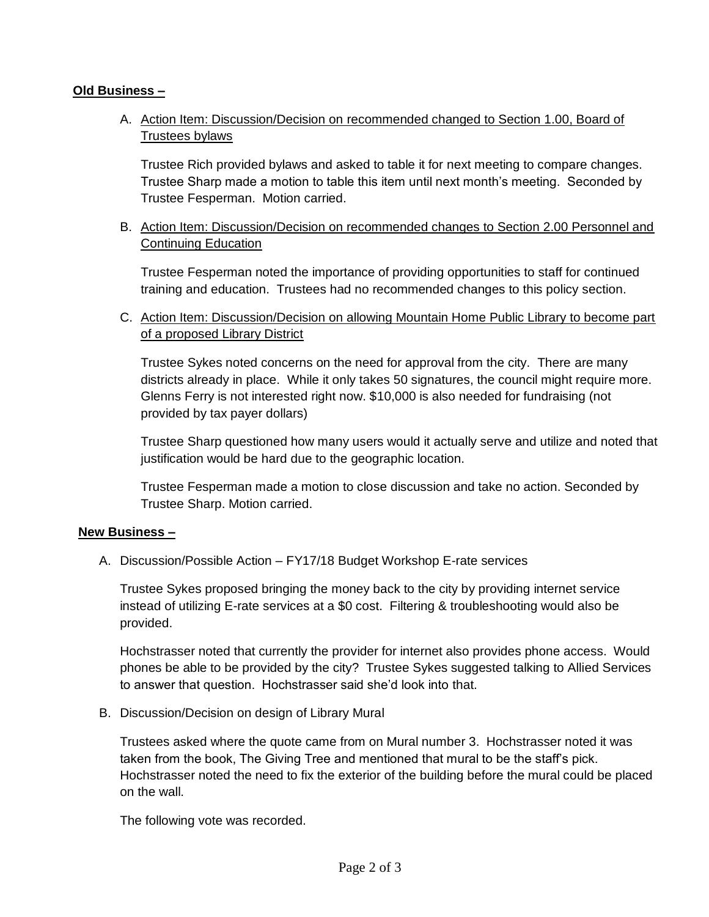**<u>Old Business –</u>**

A. <u>Action Item: Discussion/Decision on recommended changed to Section 1.00, Board of Trustees bylaws</u>

   Trustee Rich provided bylaws and asked to table it for next meeting to compare changes. Trustee Sharp made a motion to table this item until next month's meeting. Seconded by Trustee Fesperman. Motion carried.

B. <u>Action Item: Discussion/Decision on recommended changes to Section 2.00 Personnel and Continuing Education</u>

   Trustee Fesperman noted the importance of providing opportunities to staff for continued training and education. Trustees had no recommended changes to this policy section.

C. <u>Action Item: Discussion/Decision on allowing Mountain Home Public Library to become part of a proposed Library District</u>

   Trustee Sykes noted concerns on the need for approval from the city. There are many districts already in place. While it only takes 50 signatures, the council might require more. Glenns Ferry is not interested right now. $10,000 is also needed for fundraising (not provided by tax payer dollars)

   Trustee Sharp questioned how many users would it actually serve and utilize and noted that justification would be hard due to the geographic location.

   Trustee Fesperman made a motion to close discussion and take no action. Seconded by Trustee Sharp. Motion carried.

**<u>New Business –</u>**

A. Discussion/Possible Action – FY17/18 Budget Workshop E-rate services

   Trustee Sykes proposed bringing the money back to the city by providing internet service instead of utilizing E-rate services at a $0 cost. Filtering & troubleshooting would also be provided.

   Hochstrasser noted that currently the provider for internet also provides phone access. Would phones be able to be provided by the city? Trustee Sykes suggested talking to Allied Services to answer that question. Hochstrasser said she'd look into that.

B. Discussion/Decision on design of Library Mural

   Trustees asked where the quote came from on Mural number 3. Hochstrasser noted it was taken from the book, The Giving Tree and mentioned that mural to be the staff's pick. Hochstrasser noted the need to fix the exterior of the building before the mural could be placed on the wall.

   The following vote was recorded.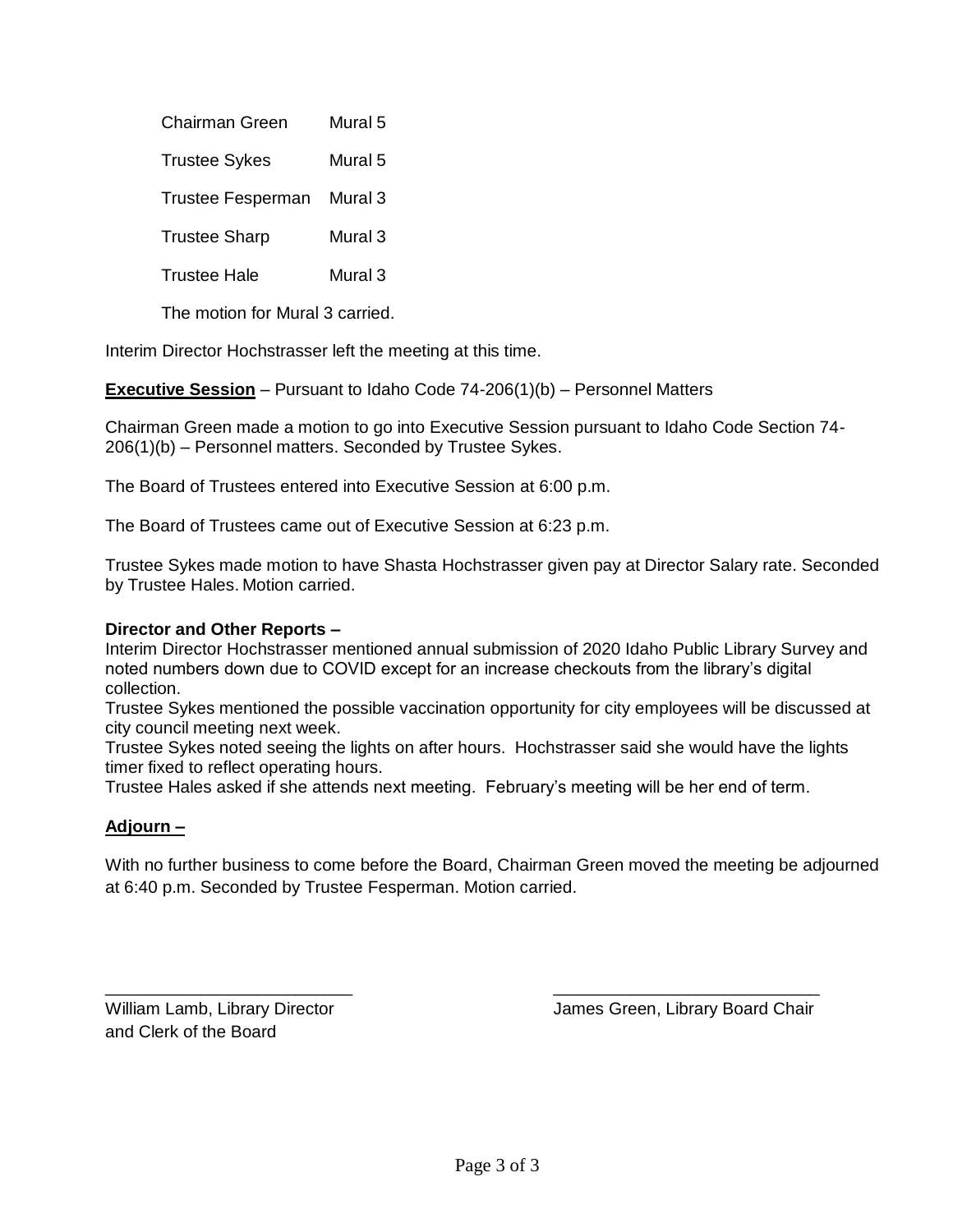| | |
|---|---|
| Chairman Green | Mural 5 |
| Trustee Sykes | Mural 5 |
| Trustee Fesperman | Mural 3 |
| Trustee Sharp | Mural 3 |
| Trustee Hale | Mural 3 |

The motion for Mural 3 carried.

Interim Director Hochstrasser left the meeting at this time.

**Executive Session** – Pursuant to Idaho Code 74-206(1)(b) – Personnel Matters

Chairman Green made a motion to go into Executive Session pursuant to Idaho Code Section 74-206(1)(b) – Personnel matters. Seconded by Trustee Sykes.

The Board of Trustees entered into Executive Session at 6:00 p.m.

The Board of Trustees came out of Executive Session at 6:23 p.m.

Trustee Sykes made motion to have Shasta Hochstrasser given pay at Director Salary rate. Seconded by Trustee Hales. Motion carried.

**Director and Other Reports –**

Interim Director Hochstrasser mentioned annual submission of 2020 Idaho Public Library Survey and noted numbers down due to COVID except for an increase checkouts from the library's digital collection.

Trustee Sykes mentioned the possible vaccination opportunity for city employees will be discussed at city council meeting next week.

Trustee Sykes noted seeing the lights on after hours. Hochstrasser said she would have the lights timer fixed to reflect operating hours.

Trustee Hales asked if she attends next meeting. February's meeting will be her end of term.

**Adjourn –**

With no further business to come before the Board, Chairman Green moved the meeting be adjourned at 6:40 p.m. Seconded by Trustee Fesperman. Motion carried.

\_\_\_\_\_\_\_\_\_\_\_\_\_\_\_\_\_\_\_\_\_\_\_\_\_\_
William Lamb, Library Director
and Clerk of the Board

\_\_\_\_\_\_\_\_\_\_\_\_\_\_\_\_\_\_\_\_\_\_\_\_\_\_
James Green, Library Board Chair